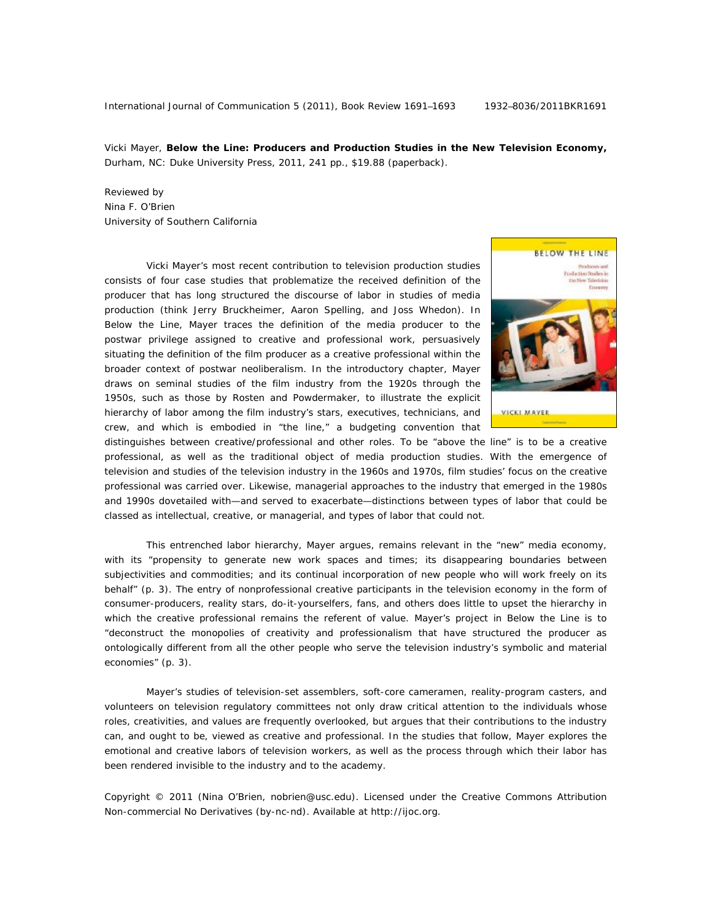Vicki Mayer, **Below the Line: Producers and Production Studies in the New Television Economy,** Durham, NC: Duke University Press, 2011, 241 pp., $19.88 (paperback).

Reviewed by
Nina F. O'Brien
University of Southern California

Vicki Mayer's most recent contribution to television production studies consists of four case studies that problematize the received definition of the producer that has long structured the discourse of labor in studies of media production (think Jerry Bruckheimer, Aaron Spelling, and Joss Whedon). In *Below the Line*, Mayer traces the definition of the media producer to the postwar privilege assigned to creative and professional work, persuasively situating the definition of the film producer as a creative professional within the broader context of postwar neoliberalism. In the introductory chapter, Mayer draws on seminal studies of the film industry from the 1920s through the 1950s, such as those by Rosten and Powdermaker, to illustrate the explicit hierarchy of labor among the film industry's stars, executives, technicians, and crew, and which is embodied in "the line," a budgeting convention that distinguishes between creative/professional and other roles. To be "above the line" is to be a creative professional, as well as the traditional object of media production studies. With the emergence of television and studies of the television industry in the 1960s and 1970s, film studies' focus on the creative professional was carried over. Likewise, managerial approaches to the industry that emerged in the 1980s and 1990s dovetailed with—and served to exacerbate—distinctions between types of labor that could be classed as intellectual, creative, or managerial, and types of labor that could not.

This entrenched labor hierarchy, Mayer argues, remains relevant in the "new" media economy, with its "propensity to generate new work spaces and times; its disappearing boundaries between subjectivities and commodities; and its continual incorporation of new people who will work freely on its behalf" (p. 3). The entry of nonprofessional creative participants in the television economy in the form of consumer-producers, reality stars, do-it-yourselfers, fans, and others does little to upset the hierarchy in which the creative professional remains the referent of value. Mayer's project in *Below the Line* is to "deconstruct the monopolies of creativity and professionalism that have structured the producer as ontologically different from all the other people who serve the television industry's symbolic and material economies" (p. 3).

Mayer's studies of television-set assemblers, soft-core cameramen, reality-program casters, and volunteers on television regulatory committees not only draw critical attention to the individuals whose roles, creativities, and values are frequently overlooked, but argues that their contributions to the industry can, and ought to be, viewed as creative and professional. In the studies that follow, Mayer explores the emotional and creative labors of television workers, as well as the process through which their labor has been rendered invisible to the industry and to the academy.

Copyright © 2011 (Nina O'Brien, nobrien@usc.edu). Licensed under the Creative Commons Attribution Non-commercial No Derivatives (by-nc-nd). Available at http://ijoc.org.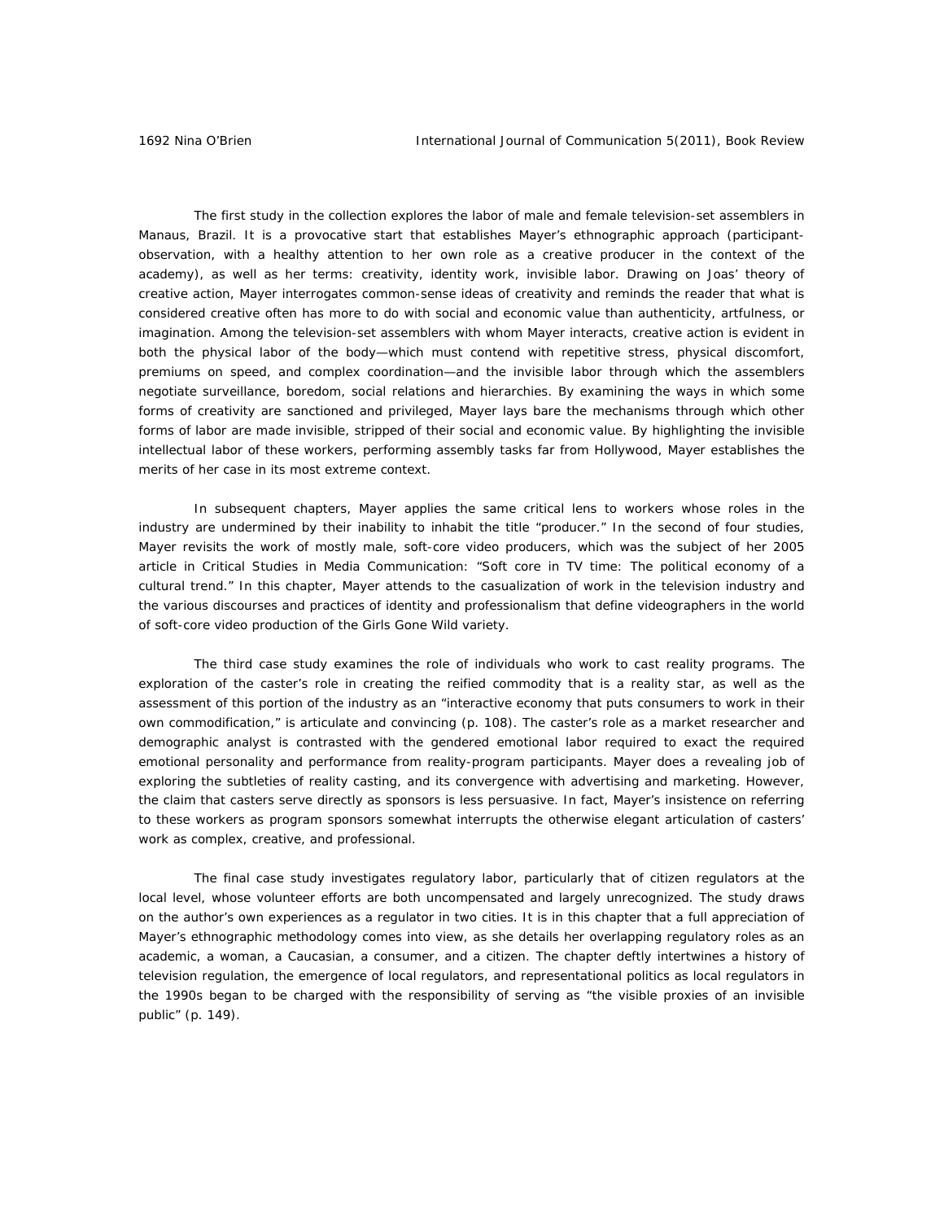The first study in the collection explores the labor of male and female television-set assemblers in Manaus, Brazil. It is a provocative start that establishes Mayer's ethnographic approach (participant-observation, with a healthy attention to her own role as a creative producer in the context of the academy), as well as her terms: creativity, identity work, invisible labor. Drawing on Joas' theory of creative action, Mayer interrogates common-sense ideas of creativity and reminds the reader that what is considered creative often has more to do with social and economic value than authenticity, artfulness, or imagination. Among the television-set assemblers with whom Mayer interacts, creative action is evident in both the physical labor of the body—which must contend with repetitive stress, physical discomfort, premiums on speed, and complex coordination—and the invisible labor through which the assemblers negotiate surveillance, boredom, social relations and hierarchies. By examining the ways in which some forms of creativity are sanctioned and privileged, Mayer lays bare the mechanisms through which other forms of labor are made invisible, stripped of their social and economic value. By highlighting the invisible intellectual labor of these workers, performing assembly tasks far from Hollywood, Mayer establishes the merits of her case in its most extreme context.

In subsequent chapters, Mayer applies the same critical lens to workers whose roles in the industry are undermined by their inability to inhabit the title "producer." In the second of four studies, Mayer revisits the work of mostly male, soft-core video producers, which was the subject of her 2005 article in Critical Studies in Media Communication: "Soft core in TV time: The political economy of a cultural trend." In this chapter, Mayer attends to the casualization of work in the television industry and the various discourses and practices of identity and professionalism that define videographers in the world of soft-core video production of the Girls Gone Wild variety.

The third case study examines the role of individuals who work to cast reality programs. The exploration of the caster's role in creating the reified commodity that is a reality star, as well as the assessment of this portion of the industry as an "interactive economy that puts consumers to work in their own commodification," is articulate and convincing (p. 108). The caster's role as a market researcher and demographic analyst is contrasted with the gendered emotional labor required to exact the required emotional personality and performance from reality-program participants. Mayer does a revealing job of exploring the subtleties of reality casting, and its convergence with advertising and marketing. However, the claim that casters serve directly as sponsors is less persuasive. In fact, Mayer's insistence on referring to these workers as program sponsors somewhat interrupts the otherwise elegant articulation of casters' work as complex, creative, and professional.

The final case study investigates regulatory labor, particularly that of citizen regulators at the local level, whose volunteer efforts are both uncompensated and largely unrecognized. The study draws on the author's own experiences as a regulator in two cities. It is in this chapter that a full appreciation of Mayer's ethnographic methodology comes into view, as she details her overlapping regulatory roles as an academic, a woman, a Caucasian, a consumer, and a citizen. The chapter deftly intertwines a history of television regulation, the emergence of local regulators, and representational politics as local regulators in the 1990s began to be charged with the responsibility of serving as "the visible proxies of an invisible public" (p. 149).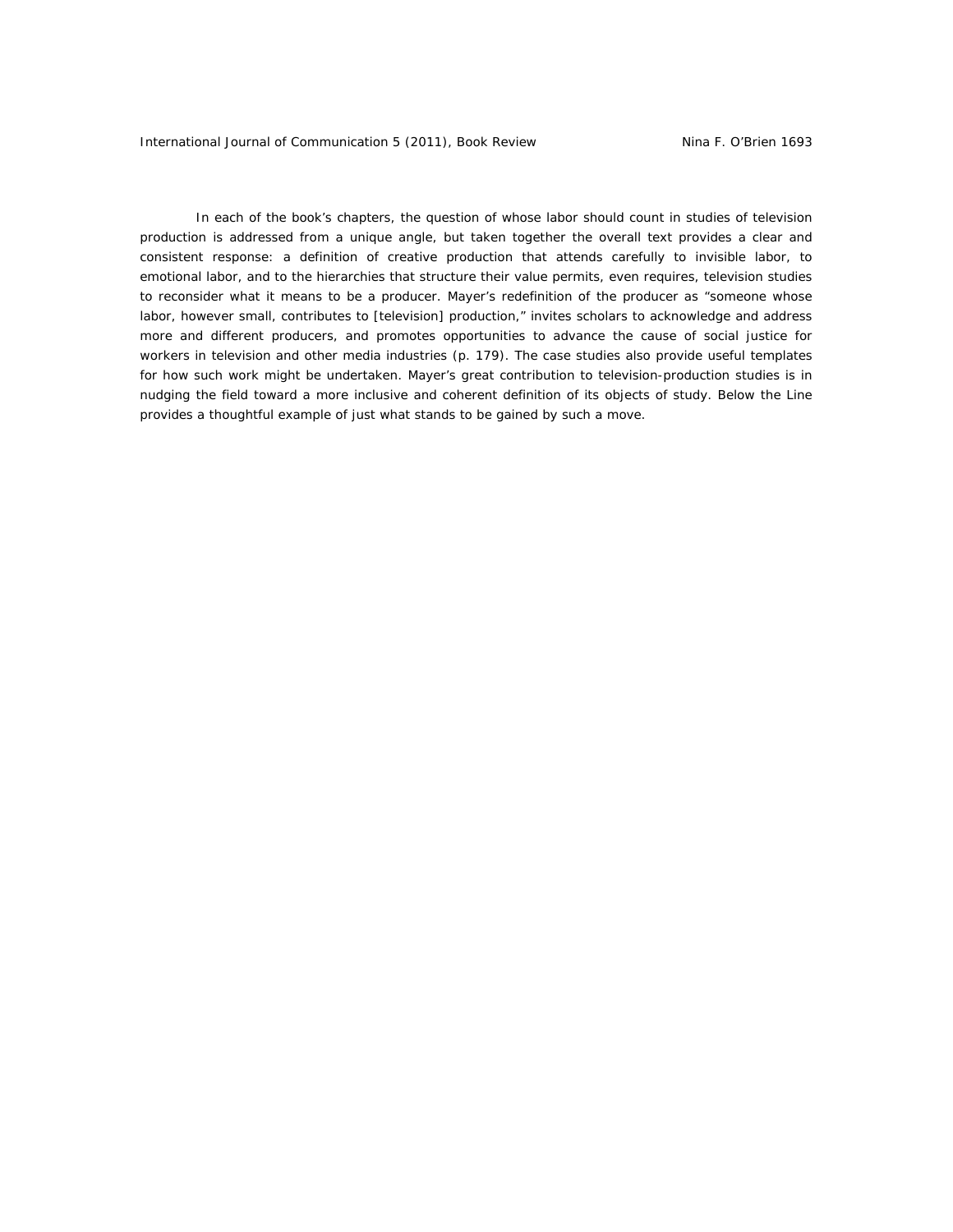In each of the book's chapters, the question of whose labor should count in studies of television production is addressed from a unique angle, but taken together the overall text provides a clear and consistent response: a definition of creative production that attends carefully to invisible labor, to emotional labor, and to the hierarchies that structure their value permits, even requires, television studies to reconsider what it means to be a producer. Mayer's redefinition of the producer as "someone whose labor, however small, contributes to [television] production," invites scholars to acknowledge and address more and different producers, and promotes opportunities to advance the cause of social justice for workers in television and other media industries (p. 179). The case studies also provide useful templates for how such work might be undertaken. Mayer's great contribution to television-production studies is in nudging the field toward a more inclusive and coherent definition of its objects of study. Below the Line provides a thoughtful example of just what stands to be gained by such a move.